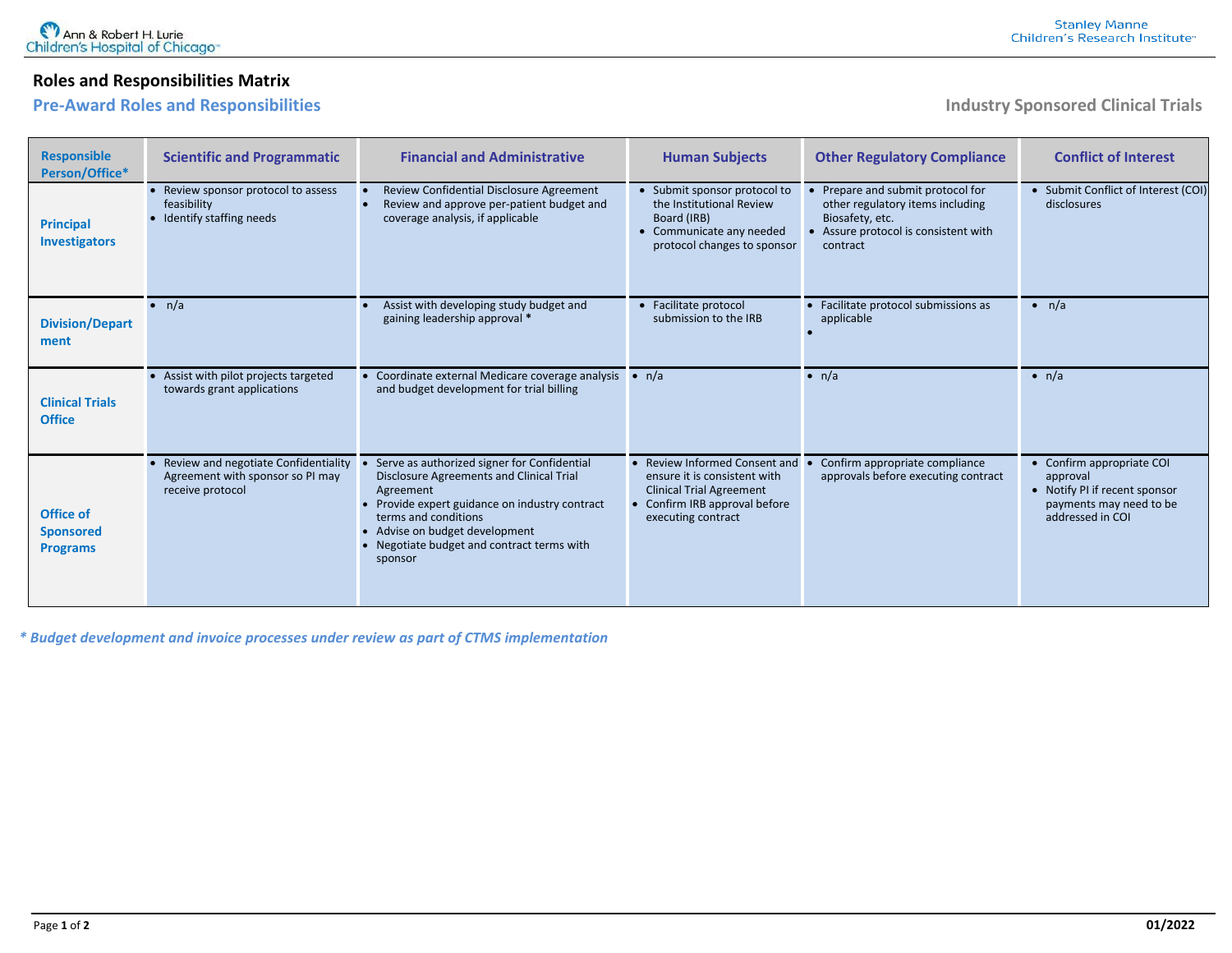# Roles and Responsibilities Matrix

## Pre-Award Roles and Responsibilities

**Industry Sponsored Clinical Trials**

| Responsible Person/Office* | Scientific and Programmatic | Financial and Administrative | Human Subjects | Other Regulatory Compliance | Conflict of Interest |
|---|---|---|---|---|---|
| **Principal Investigators** | • Review sponsor protocol to assess feasibility<br>• Identify staffing needs | • Review Confidential Disclosure Agreement<br>• Review and approve per-patient budget and coverage analysis, if applicable | • Submit sponsor protocol to the Institutional Review Board (IRB)<br>• Communicate any needed protocol changes to sponsor | • Prepare and submit protocol for other regulatory items including Biosafety, etc.<br>• Assure protocol is consistent with contract | • Submit Conflict of Interest (COI) disclosures |
| **Division/Department** | • n/a | • Assist with developing study budget and gaining leadership approval * | • Facilitate protocol submission to the IRB | • Facilitate protocol submissions as applicable<br>• | • n/a |
| **Clinical Trials Office** | • Assist with pilot projects targeted towards grant applications | • Coordinate external Medicare coverage analysis and budget development for trial billing | • n/a | • n/a | • n/a |
| **Office of Sponsored Programs** | • Review and negotiate Confidentiality Agreement with sponsor so PI may receive protocol | • Serve as authorized signer for Confidential Disclosure Agreements and Clinical Trial Agreement<br>• Provide expert guidance on industry contract terms and conditions<br>• Advise on budget development<br>• Negotiate budget and contract terms with sponsor | • Review Informed Consent and ensure it is consistent with Clinical Trial Agreement<br>• Confirm IRB approval before executing contract | • Confirm appropriate compliance approvals before executing contract | • Confirm appropriate COI approval<br>• Notify PI if recent sponsor payments may need to be addressed in COI |

*\* Budget development and invoice processes under review as part of CTMS implementation*

01/2022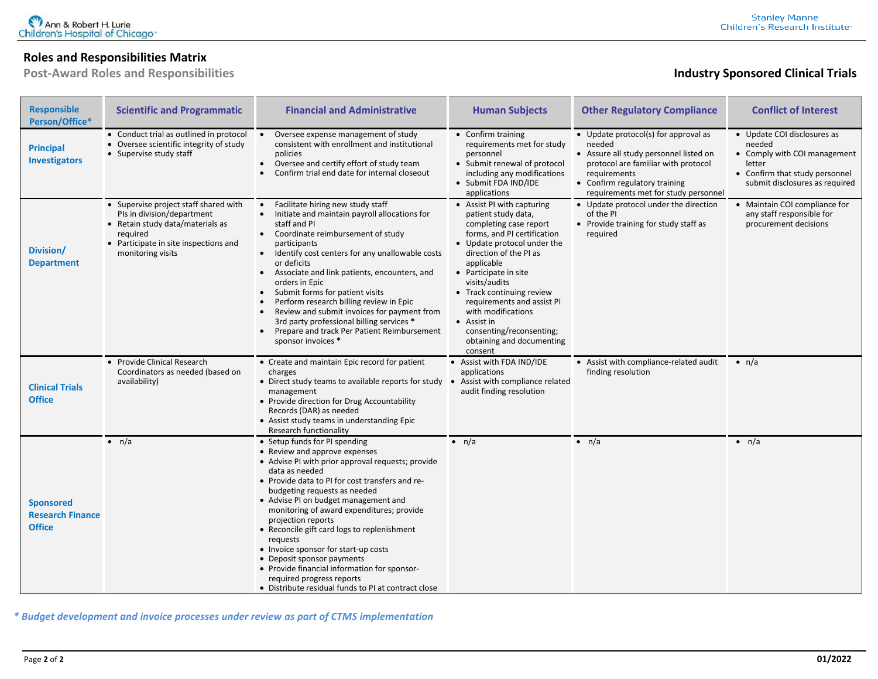## Roles and Responsibilities Matrix

### Post-Award Roles and Responsibilities

### Industry Sponsored Clinical Trials

| Responsible Person/Office* | Scientific and Programmatic | Financial and Administrative | Human Subjects | Other Regulatory Compliance | Conflict of Interest |
|---|---|---|---|---|---|
| **Principal Investigators** | • Conduct trial as outlined in protocol<br>• Oversee scientific integrity of study<br>• Supervise study staff | • Oversee expense management of study consistent with enrollment and institutional policies<br>• Oversee and certify effort of study team<br>• Confirm trial end date for internal closeout | • Confirm training requirements met for study personnel<br>• Submit renewal of protocol including any modifications<br>• Submit FDA IND/IDE applications | • Update protocol(s) for approval as needed<br>• Assure all study personnel listed on protocol are familiar with protocol requirements<br>• Confirm regulatory training requirements met for study personnel | • Update COI disclosures as needed<br>• Comply with COI management letter<br>• Confirm that study personnel submit disclosures as required |
| **Division/ Department** | • Supervise project staff shared with PIs in division/department<br>• Retain study data/materials as required<br>• Participate in site inspections and monitoring visits | • Facilitate hiring new study staff<br>• Initiate and maintain payroll allocations for staff and PI<br>• Coordinate reimbursement of study participants<br>• Identify cost centers for any unallowable costs or deficits<br>• Associate and link patients, encounters, and orders in Epic<br>• Submit forms for patient visits<br>• Perform research billing review in Epic<br>• Review and submit invoices for payment from 3rd party professional billing services *<br>• Prepare and track Per Patient Reimbursement sponsor invoices * | • Assist PI with capturing patient study data, completing case report forms, and PI certification<br>• Update protocol under the direction of the PI as applicable<br>• Participate in site visits/audits<br>• Track continuing review requirements and assist PI with modifications<br>• Assist in consenting/reconsenting; obtaining and documenting consent | • Update protocol under the direction of the PI<br>• Provide training for study staff as required | • Maintain COI compliance for any staff responsible for procurement decisions |
| **Clinical Trials Office** | • Provide Clinical Research Coordinators as needed (based on availability) | • Create and maintain Epic record for patient charges<br>• Direct study teams to available reports for study management<br>• Provide direction for Drug Accountability Records (DAR) as needed<br>• Assist study teams in understanding Epic Research functionality | • Assist with FDA IND/IDE applications<br>• Assist with compliance related audit finding resolution | • Assist with compliance-related audit finding resolution | • n/a |
| **Sponsored Research Finance Office** | • n/a | • Setup funds for PI spending<br>• Review and approve expenses<br>• Advise PI with prior approval requests; provide data as needed<br>• Provide data to PI for cost transfers and re-budgeting requests as needed<br>• Advise PI on budget management and monitoring of award expenditures; provide projection reports<br>• Reconcile gift card logs to replenishment requests<br>• Invoice sponsor for start-up costs<br>• Deposit sponsor payments<br>• Provide financial information for sponsor-required progress reports<br>• Distribute residual funds to PI at contract close | • n/a | • n/a | • n/a |

*\* Budget development and invoice processes under review as part of CTMS implementation*

01/2022